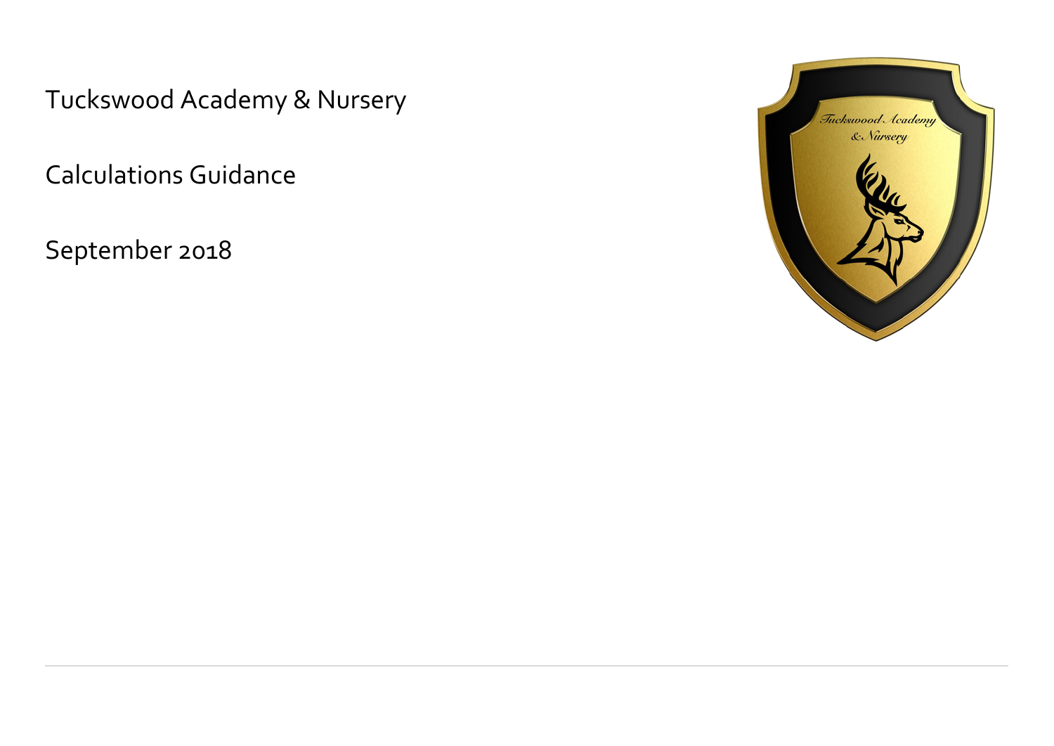# Tuckswood Academy & Nursery

## Calculations Guidance

September 2018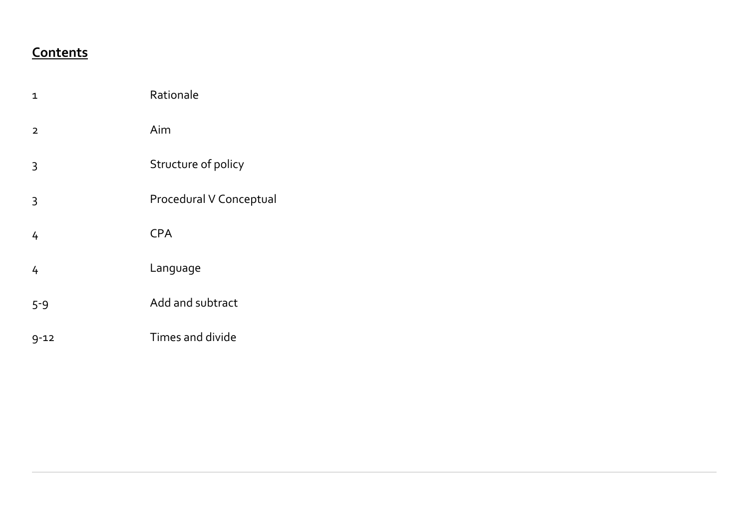## **Contents**

| | |
|---|---|
| 1 | Rationale |
| 2 | Aim |
| 3 | Structure of policy |
| 3 | Procedural V Conceptual |
| 4 | CPA |
| 4 | Language |
| 5-9 | Add and subtract |
| 9-12 | Times and divide |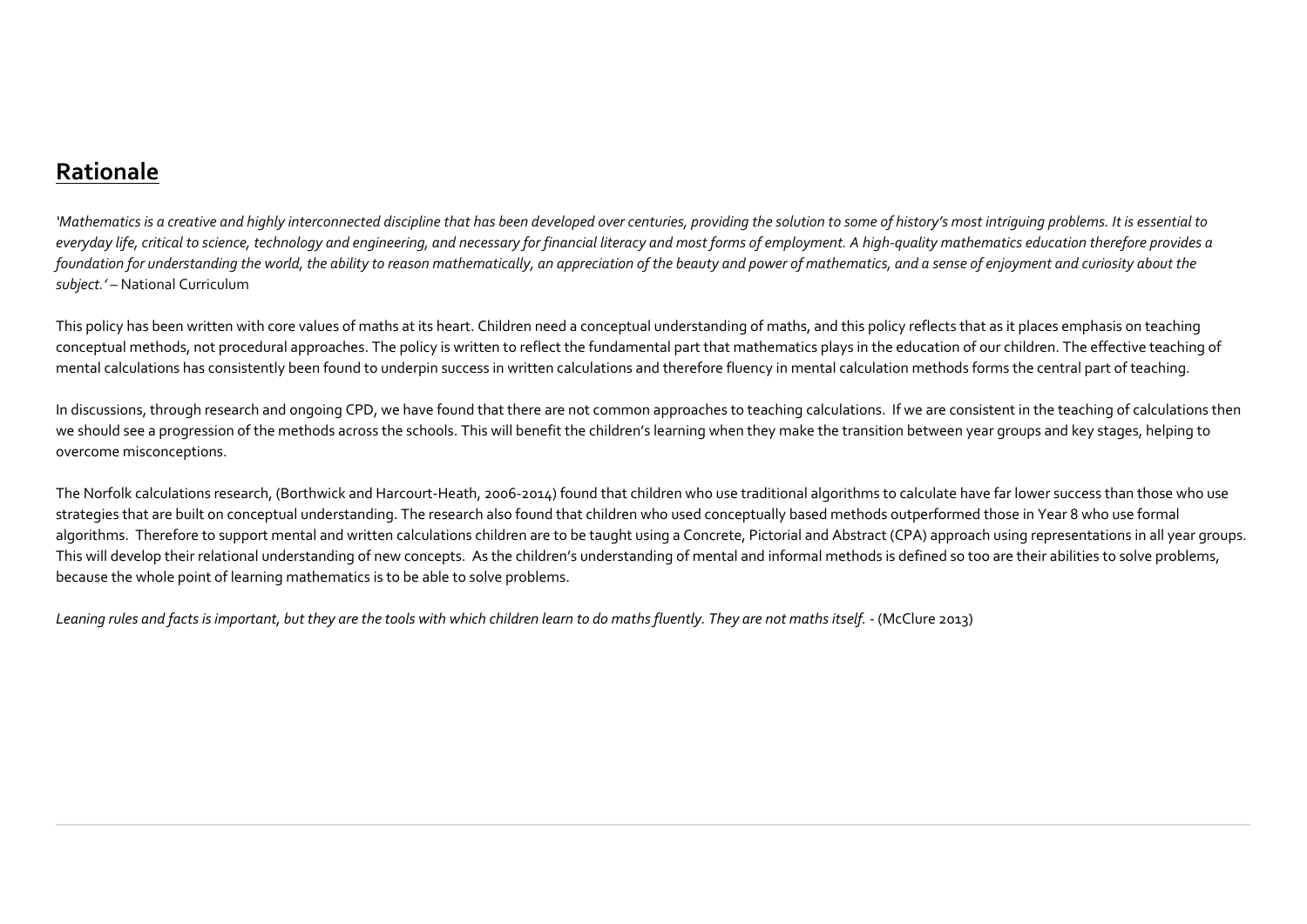## Rationale

*'Mathematics is a creative and highly interconnected discipline that has been developed over centuries, providing the solution to some of history's most intriguing problems. It is essential to everyday life, critical to science, technology and engineering, and necessary for financial literacy and most forms of employment. A high-quality mathematics education therefore provides a foundation for understanding the world, the ability to reason mathematically, an appreciation of the beauty and power of mathematics, and a sense of enjoyment and curiosity about the subject.'* – National Curriculum

This policy has been written with core values of maths at its heart. Children need a conceptual understanding of maths, and this policy reflects that as it places emphasis on teaching conceptual methods, not procedural approaches. The policy is written to reflect the fundamental part that mathematics plays in the education of our children. The effective teaching of mental calculations has consistently been found to underpin success in written calculations and therefore fluency in mental calculation methods forms the central part of teaching.

In discussions, through research and ongoing CPD, we have found that there are not common approaches to teaching calculations. If we are consistent in the teaching of calculations then we should see a progression of the methods across the schools. This will benefit the children's learning when they make the transition between year groups and key stages, helping to overcome misconceptions.

The Norfolk calculations research, (Borthwick and Harcourt-Heath, 2006-2014) found that children who use traditional algorithms to calculate have far lower success than those who use strategies that are built on conceptual understanding. The research also found that children who used conceptually based methods outperformed those in Year 8 who use formal algorithms. Therefore to support mental and written calculations children are to be taught using a Concrete, Pictorial and Abstract (CPA) approach using representations in all year groups. This will develop their relational understanding of new concepts. As the children's understanding of mental and informal methods is defined so too are their abilities to solve problems, because the whole point of learning mathematics is to be able to solve problems.

*Leaning rules and facts is important, but they are the tools with which children learn to do maths fluently. They are not maths itself.* - (McClure 2013)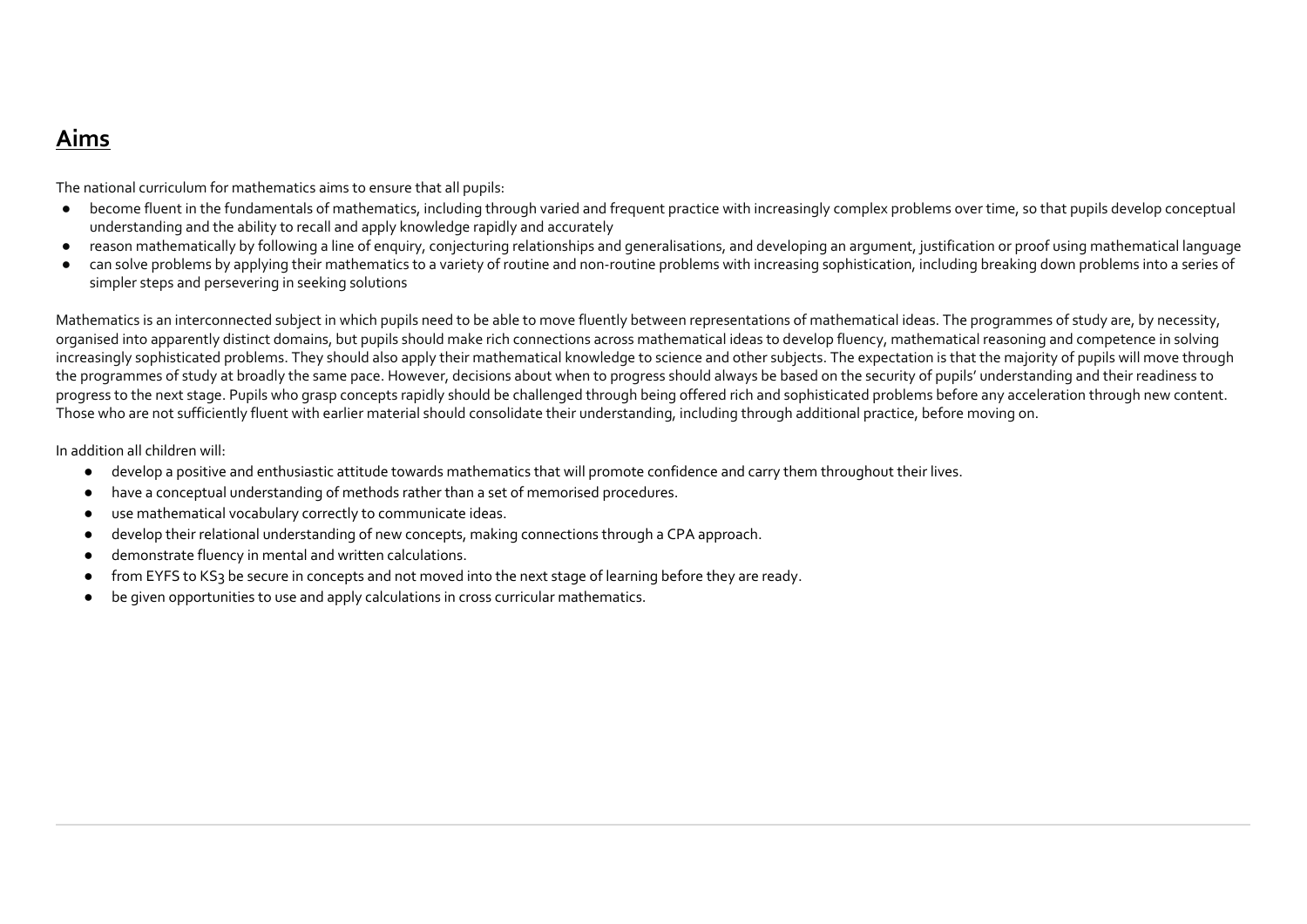## Aims

The national curriculum for mathematics aims to ensure that all pupils:

- become fluent in the fundamentals of mathematics, including through varied and frequent practice with increasingly complex problems over time, so that pupils develop conceptual understanding and the ability to recall and apply knowledge rapidly and accurately
- reason mathematically by following a line of enquiry, conjecturing relationships and generalisations, and developing an argument, justification or proof using mathematical language
- can solve problems by applying their mathematics to a variety of routine and non-routine problems with increasing sophistication, including breaking down problems into a series of simpler steps and persevering in seeking solutions

Mathematics is an interconnected subject in which pupils need to be able to move fluently between representations of mathematical ideas. The programmes of study are, by necessity, organised into apparently distinct domains, but pupils should make rich connections across mathematical ideas to develop fluency, mathematical reasoning and competence in solving increasingly sophisticated problems. They should also apply their mathematical knowledge to science and other subjects. The expectation is that the majority of pupils will move through the programmes of study at broadly the same pace. However, decisions about when to progress should always be based on the security of pupils' understanding and their readiness to progress to the next stage. Pupils who grasp concepts rapidly should be challenged through being offered rich and sophisticated problems before any acceleration through new content. Those who are not sufficiently fluent with earlier material should consolidate their understanding, including through additional practice, before moving on.

In addition all children will:

- develop a positive and enthusiastic attitude towards mathematics that will promote confidence and carry them throughout their lives.
- have a conceptual understanding of methods rather than a set of memorised procedures.
- use mathematical vocabulary correctly to communicate ideas.
- develop their relational understanding of new concepts, making connections through a CPA approach.
- demonstrate fluency in mental and written calculations.
- from EYFS to KS3 be secure in concepts and not moved into the next stage of learning before they are ready.
- be given opportunities to use and apply calculations in cross curricular mathematics.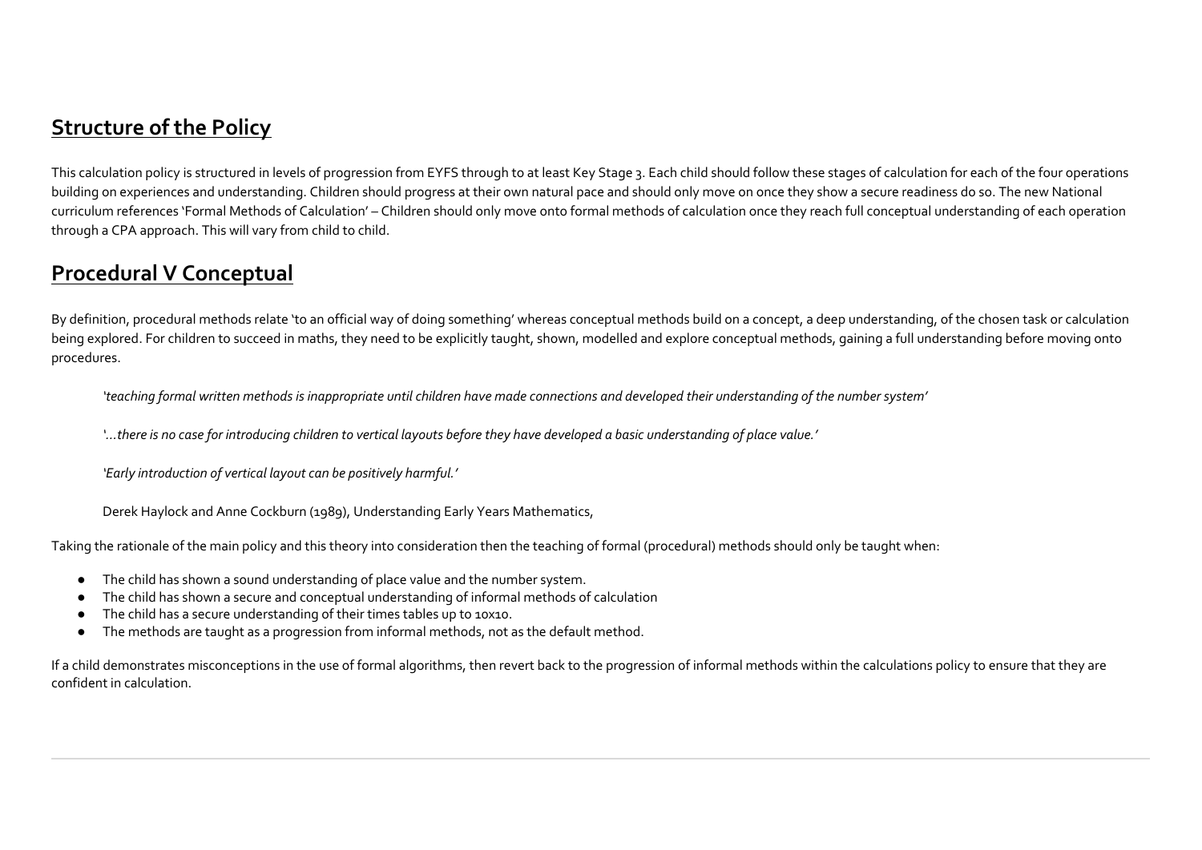## **Structure of the Policy**

This calculation policy is structured in levels of progression from EYFS through to at least Key Stage 3. Each child should follow these stages of calculation for each of the four operations building on experiences and understanding. Children should progress at their own natural pace and should only move on once they show a secure readiness do so. The new National curriculum references 'Formal Methods of Calculation' – Children should only move onto formal methods of calculation once they reach full conceptual understanding of each operation through a CPA approach. This will vary from child to child.

## **Procedural V Conceptual**

By definition, procedural methods relate 'to an official way of doing something' whereas conceptual methods build on a concept, a deep understanding, of the chosen task or calculation being explored. For children to succeed in maths, they need to be explicitly taught, shown, modelled and explore conceptual methods, gaining a full understanding before moving onto procedures.

> *'teaching formal written methods is inappropriate until children have made connections and developed their understanding of the number system'*
>
> *'…there is no case for introducing children to vertical layouts before they have developed a basic understanding of place value.'*
>
> *'Early introduction of vertical layout can be positively harmful.'*
>
> Derek Haylock and Anne Cockburn (1989), Understanding Early Years Mathematics,

Taking the rationale of the main policy and this theory into consideration then the teaching of formal (procedural) methods should only be taught when:

- The child has shown a sound understanding of place value and the number system.
- The child has shown a secure and conceptual understanding of informal methods of calculation
- The child has a secure understanding of their times tables up to 10x10.
- The methods are taught as a progression from informal methods, not as the default method.

If a child demonstrates misconceptions in the use of formal algorithms, then revert back to the progression of informal methods within the calculations policy to ensure that they are confident in calculation.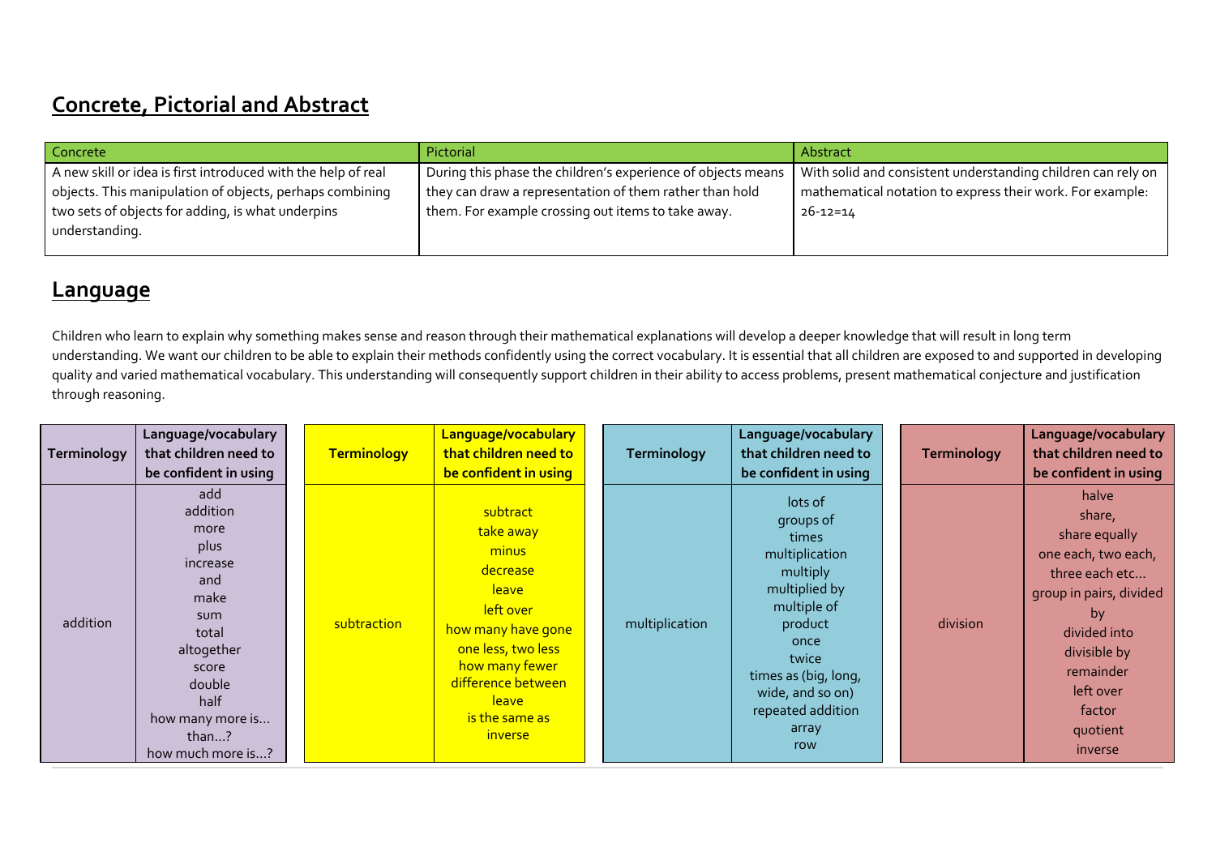## Concrete, Pictorial and Abstract

| Concrete | Pictorial | Abstract |
| --- | --- | --- |
| A new skill or idea is first introduced with the help of real objects. This manipulation of objects, perhaps combining two sets of objects for adding, is what underpins understanding. | During this phase the children's experience of objects means they can draw a representation of them rather than hold them. For example crossing out items to take away. | With solid and consistent understanding children can rely on mathematical notation to express their work. For example: 26-12=14 |

## Language

Children who learn to explain why something makes sense and reason through their mathematical explanations will develop a deeper knowledge that will result in long term understanding. We want our children to be able to explain their methods confidently using the correct vocabulary. It is essential that all children are exposed to and supported in developing quality and varied mathematical vocabulary. This understanding will consequently support children in their ability to access problems, present mathematical conjecture and justification through reasoning.

| Terminology | Language/vocabulary that children need to be confident in using |
| --- | --- |
| addition | add<br>addition<br>more<br>plus<br>increase<br>and<br>make<br>sum<br>total<br>altogether<br>score<br>double<br>half<br>how many more is… than…?<br>how much more is…? |

| Terminology | Language/vocabulary that children need to be confident in using |
| --- | --- |
| subtraction | subtract<br>take away<br>minus<br>decrease<br>leave<br>left over<br>how many have gone<br>one less, two less<br>how many fewer<br>difference between<br>leave<br>is the same as<br>inverse |

| Terminology | Language/vocabulary that children need to be confident in using |
| --- | --- |
| multiplication | lots of<br>groups of<br>times<br>multiplication<br>multiply<br>multiplied by<br>multiple of<br>product<br>once<br>twice<br>times as (big, long, wide, and so on)<br>repeated addition<br>array<br>row |

| Terminology | Language/vocabulary that children need to be confident in using |
| --- | --- |
| division | halve<br>share,<br>share equally<br>one each, two each, three each etc…<br>group in pairs, divided by<br>divided into<br>divisible by<br>remainder<br>left over<br>factor<br>quotient<br>inverse |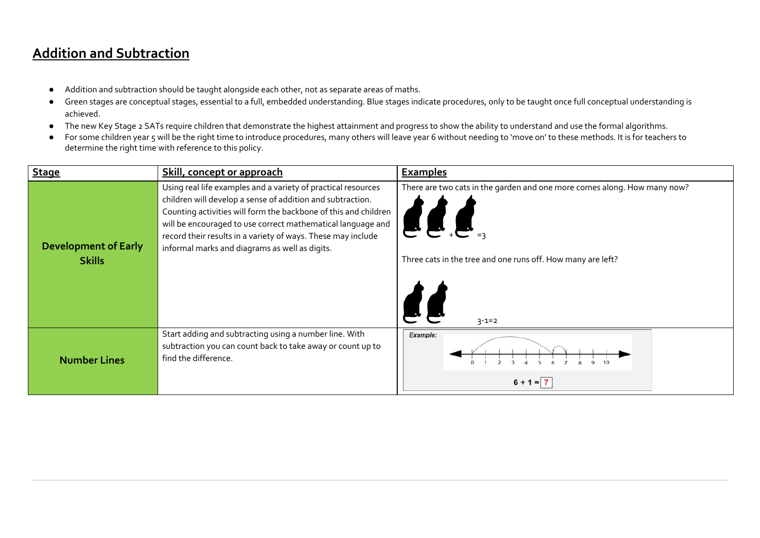## Addition and Subtraction

- Addition and subtraction should be taught alongside each other, not as separate areas of maths.
- Green stages are conceptual stages, essential to a full, embedded understanding. Blue stages indicate procedures, only to be taught once full conceptual understanding is achieved.
- The new Key Stage 2 SATs require children that demonstrate the highest attainment and progress to show the ability to understand and use the formal algorithms.
- For some children year 5 will be the right time to introduce procedures, many others will leave year 6 without needing to 'move on' to these methods. It is for teachers to determine the right time with reference to this policy.

| Stage | Skill, concept or approach | Examples |
|---|---|---|
| **Development of Early Skills** | Using real life examples and a variety of practical resources children will develop a sense of addition and subtraction. Counting activities will form the backbone of this and children will be encouraged to use correct mathematical language and record their results in a variety of ways. These may include informal marks and diagrams as well as digits. | There are two cats in the garden and one more comes along. How many now? <br> + =3 <br> Three cats in the tree and one runs off. How many are left? <br> 3-1=2 |
| **Number Lines** | Start adding and subtracting using a number line. With subtraction you can count back to take away or count up to find the difference. | *Example:* <br> 0 1 2 3 4 5 6 7 8 9 10 <br> $6 + 1 = 7$ |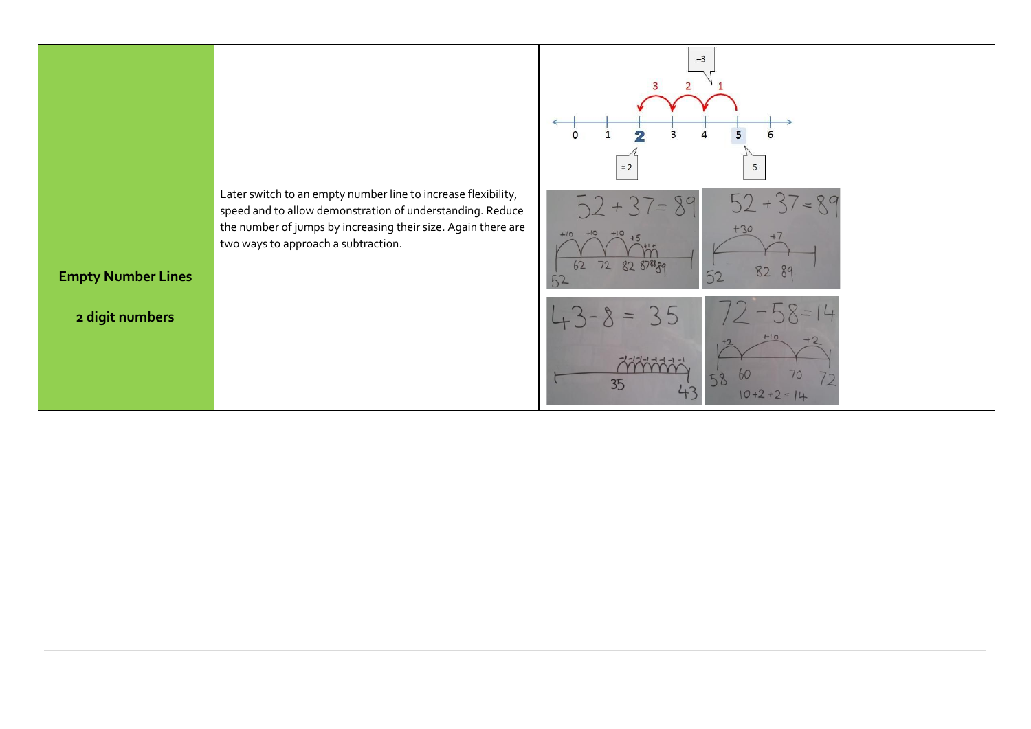| | | |
|---|---|---|
| | | |
| **Empty Number Lines**<br><br>**2 digit numbers** | Later switch to an empty number line to increase flexibility, speed and to allow demonstration of understanding. Reduce the number of jumps by increasing their size. Again there are two ways to approach a subtraction. | |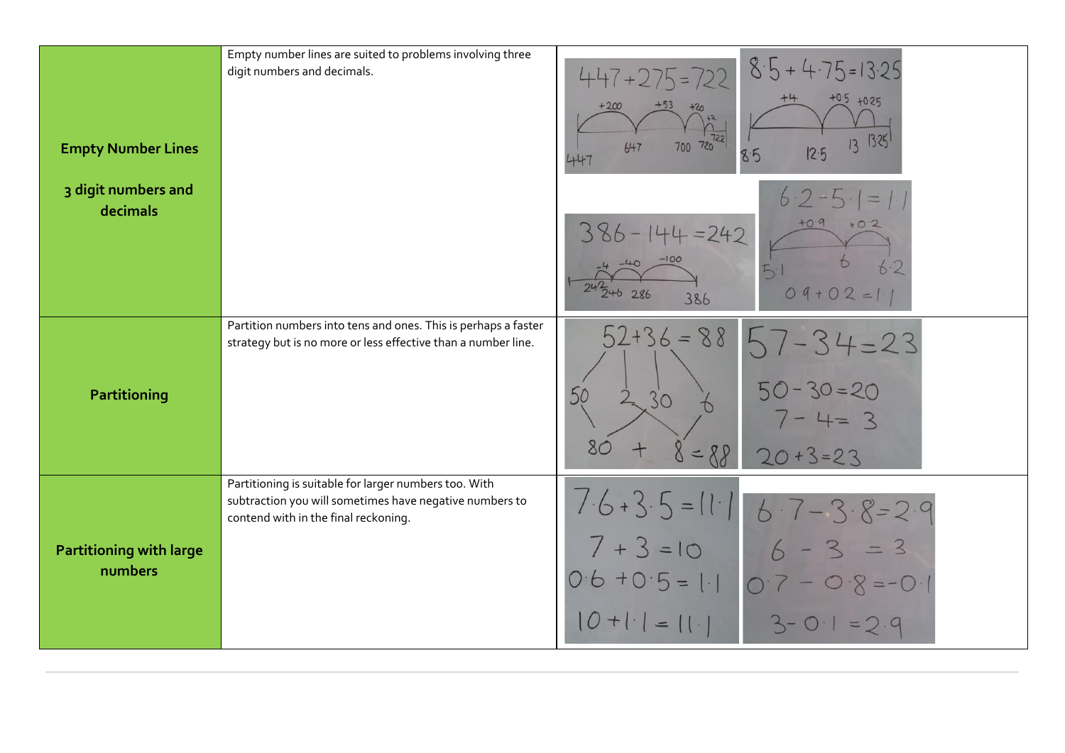| | | |
|---|---|---|
| **Empty Number Lines**<br><br>**3 digit numbers and decimals** | Empty number lines are suited to problems involving three digit numbers and decimals. | $447+275=722$<br>+200, +53, +20, +2: 447, 647, 700, 720, 722<br><br>$8.5+4.75=13.25$<br>+4, +0.5, +0.25: 8.5, 12.5, 13, 13.25<br><br>$386-144=242$<br>-4, -40, -100: 242, 246, 286, 386<br><br>$6.2-5.1=1.1$<br>+0.9, +0.2: 5.1, 6, 6.2<br>$0.9+0.2=1.1$ |
| **Partitioning** | Partition numbers into tens and ones. This is perhaps a faster strategy but is no more or less effective than a number line. | $52+36=88$<br>50, 2, 30, 6<br>$80+8=88$<br><br>$57-34=23$<br>$50-30=20$<br>$7-4=3$<br>$20+3=23$ |
| **Partitioning with large numbers** | Partitioning is suitable for larger numbers too. With subtraction you will sometimes have negative numbers to contend with in the final reckoning. | $7.6+3.5=11.1$<br>$7+3=10$<br>$0.6+0.5=1.1$<br>$10+1.1=11.1$<br><br>$6.7-3.8=2.9$<br>$6-3=3$<br>$0.7-0.8=-0.1$<br>$3-0.1=2.9$ |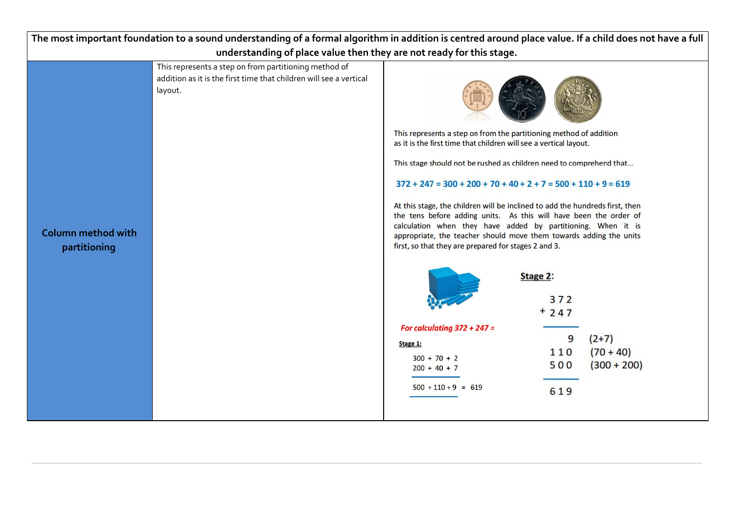**The most important foundation to a sound understanding of a formal algorithm in addition is centred around place value. If a child does not have a full understanding of place value then they are not ready for this stage.**

| **Column method with partitioning** | This represents a step on from partitioning method of addition as it is the first time that children will see a vertical layout. | This represents a step on from the partitioning method of addition as it is the first time that children will see a vertical layout.<br><br>This stage should not be rushed as children need to comprehend that…<br><br>**372 + 247 = 300 + 200 + 70 + 40 + 2 + 7 = 500 + 110 + 9 = 619**<br><br>At this stage, the children will be inclined to add the hundreds first, then the tens before adding units. As this will have been the order of calculation when they have added by partitioning. When it is appropriate, the teacher should move them towards adding the units first, so that they are prepared for stages 2 and 3.<br><br>***For calculating 372 + 247 =***<br><br>**Stage 1:**<br>300 + 70 + 2<br>200 + 40 + 7<br>500 + 110 + 9 = 619<br><br>**Stage 2:**<br>&nbsp;&nbsp;372<br>+ 247<br>&nbsp;&nbsp;&nbsp;&nbsp;9 (2+7)<br>&nbsp;&nbsp;110 (70 + 40)<br>&nbsp;&nbsp;500 (300 + 200)<br>&nbsp;&nbsp;619 |
|---|---|---|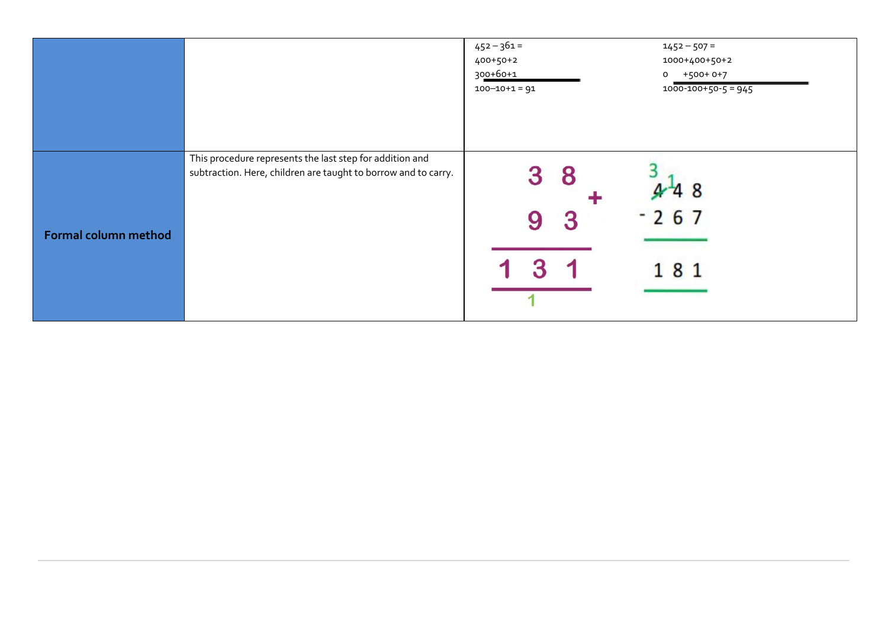| | | | |
|---|---|---|---|
| | | 452 – 361 =<br>400+50+2<br>300+60+1<br>100–10+1 = 91 | 1452 – 507 =<br>1000+400+50+2<br>0 +500+ 0+7<br>1000-100+50-5 = 945 |
| **Formal column method** | This procedure represents the last step for addition and subtraction. Here, children are taught to borrow and to carry. | 38 + 93 = 131 (carry 1) | 448 - 267 = 181 (4 crossed out to 3, 1 borrowed) |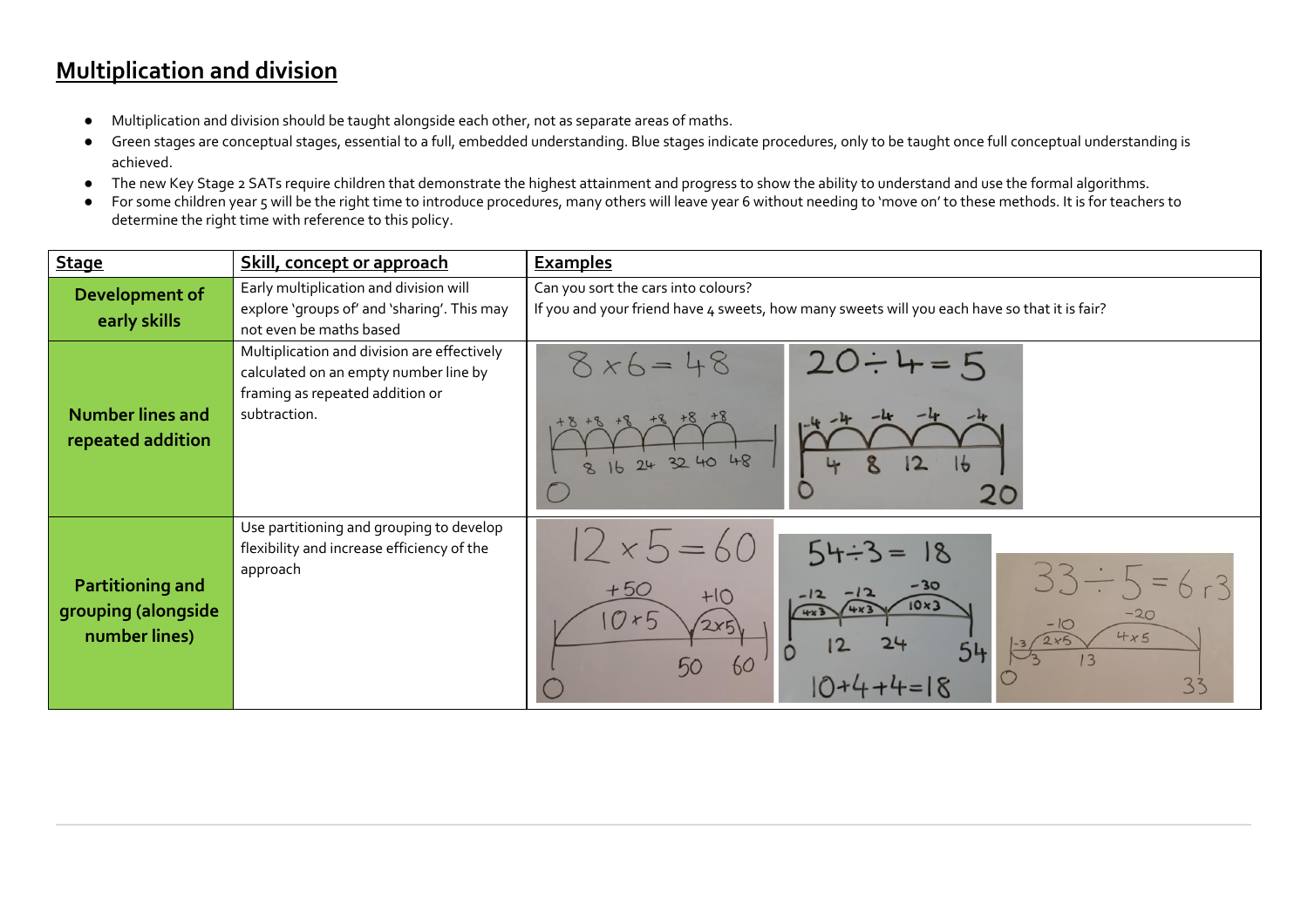# Multiplication and division

- Multiplication and division should be taught alongside each other, not as separate areas of maths.
- Green stages are conceptual stages, essential to a full, embedded understanding. Blue stages indicate procedures, only to be taught once full conceptual understanding is achieved.
- The new Key Stage 2 SATs require children that demonstrate the highest attainment and progress to show the ability to understand and use the formal algorithms.
- For some children year 5 will be the right time to introduce procedures, many others will leave year 6 without needing to 'move on' to these methods. It is for teachers to determine the right time with reference to this policy.

| **Stage** | **Skill, concept or approach** | **Examples** |
|---|---|---|
| **Development of early skills** | Early multiplication and division will explore 'groups of' and 'sharing'. This may not even be maths based | Can you sort the cars into colours? If you and your friend have 4 sweets, how many sweets will you each have so that it is fair? |
| **Number lines and repeated addition** | Multiplication and division are effectively calculated on an empty number line by framing as repeated addition or subtraction. | $8 \times 6 = 48$ (number line from 0: +8 +8 +8 +8 +8 +8 → 8, 16, 24, 32, 40, 48) $20 \div 4 = 5$ (number line from 20: −4 −4 −4 −4 −4 → 16, 12, 8, 4, 0) |
| **Partitioning and grouping (alongside number lines)** | Use partitioning and grouping to develop flexibility and increase efficiency of the approach | $12 \times 5 = 60$ (number line from 0: +50 ($10 \times 5$) → 50, +10 ($2 \times 5$) → 60) $54 \div 3 = 18$ (number line from 54: −30 ($10 \times 3$) → 24, −12 ($4 \times 3$) → 12, −12 ($4 \times 3$) → 0; $10 + 4 + 4 = 18$) $33 \div 5 = 6 \text{ r} 3$ (number line from 33: −20 ($4 \times 5$) → 13, −10 ($2 \times 5$) → 3, −3 → 0) |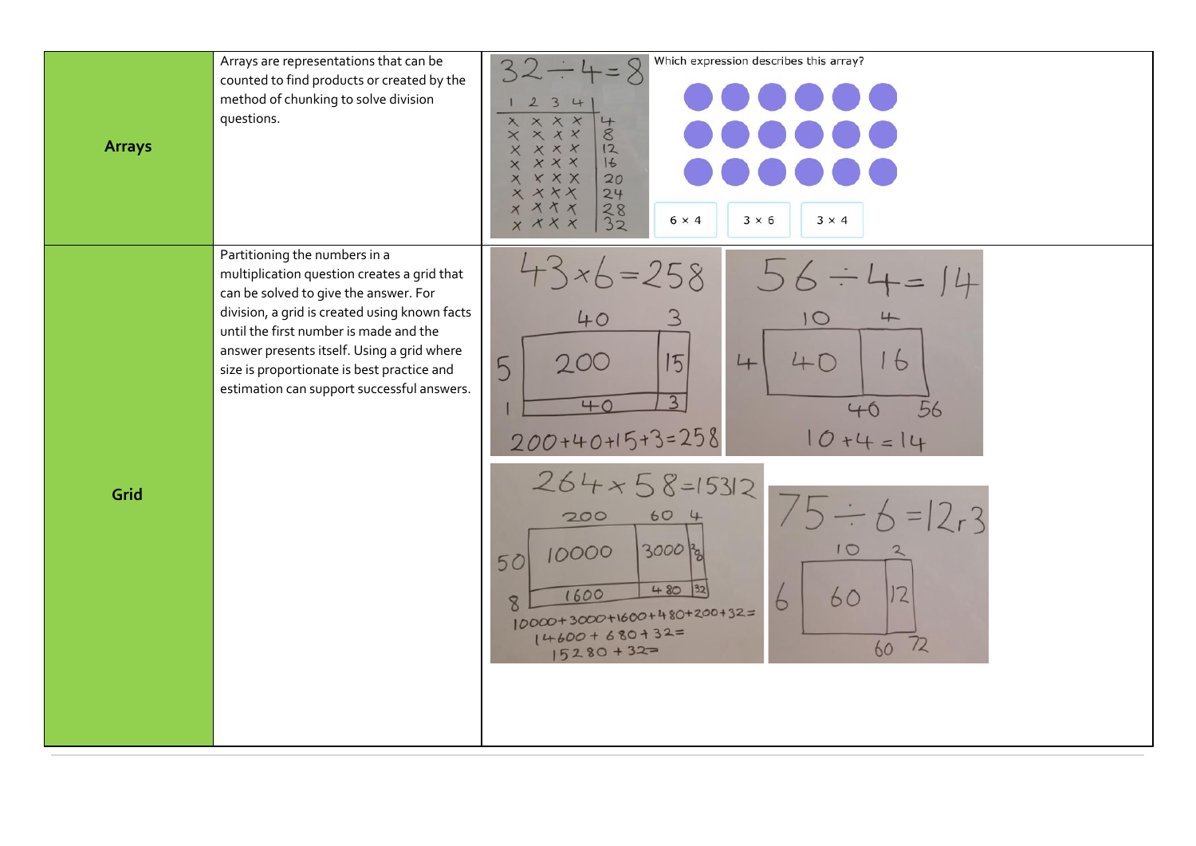| | | |
|---|---|---|
| **Arrays** | Arrays are representations that can be counted to find products or created by the method of chunking to solve division questions. | $32 \div 4 = 8$ <br> Which expression describes this array? <br> 6 × 4 &nbsp;&nbsp; 3 × 6 &nbsp;&nbsp; 3 × 4 |
| **Grid** | Partitioning the numbers in a multiplication question creates a grid that can be solved to give the answer. For division, a grid is created using known facts until the first number is made and the answer presents itself. Using a grid where size is proportionate is best practice and estimation can support successful answers. | $43 \times 6 = 258$ <br> $200 + 40 + 15 + 3 = 258$ <br> $56 \div 4 = 14$ <br> $10 + 4 = 14$ <br> $264 \times 58 = 15312$ <br> $10000 + 3000 + 1600 + 480 + 200 + 32 =$ <br> $14600 + 680 + 32 =$ <br> $15280 + 32 =$ <br> $75 \div 6 = 12 r 3$ |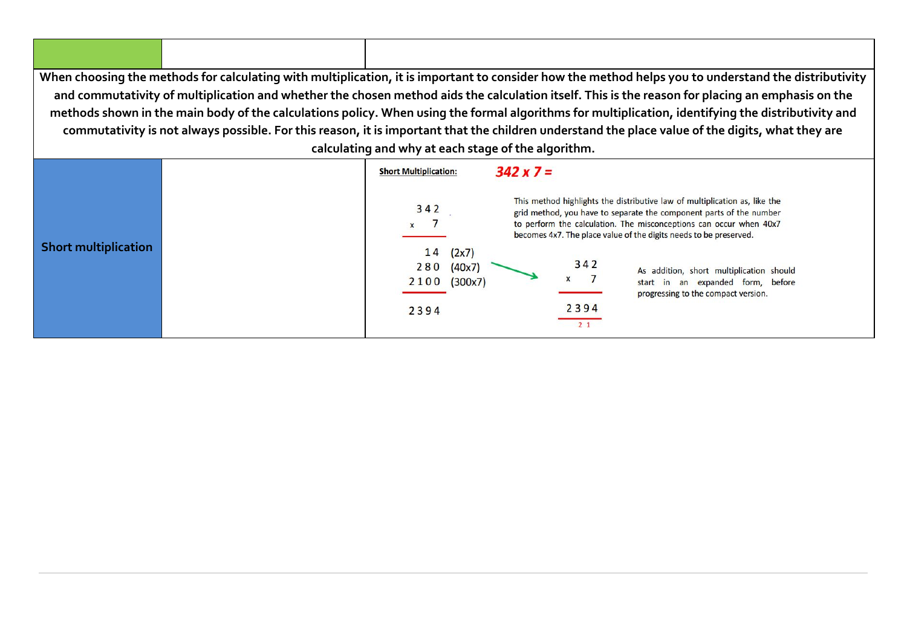| | | |
|---|---|---|
| When choosing the methods for calculating with multiplication, it is important to consider how the method helps you to understand the distributivity and commutativity of multiplication and whether the chosen method aids the calculation itself. This is the reason for placing an emphasis on the methods shown in the main body of the calculations policy. When using the formal algorithms for multiplication, identifying the distributivity and commutativity is not always possible. For this reason, it is important that the children understand the place value of the digits, what they are calculating and why at each stage of the algorithm. | | |
| **Short multiplication** | | **Short Multiplication:** ***342 x 7 =*** <br><br> This method highlights the distributive law of multiplication as, like the grid method, you have to separate the component parts of the number to perform the calculation. The misconceptions can occur when 40x7 becomes 4x7. The place value of the digits needs to be preserved. <br><br> Expanded: 342 x 7 <br> 14 (2x7) <br> 280 (40x7) <br> 2100 (300x7) <br> 2394 <br><br> Compact: 342 x 7 = 2394 (carried digits: 2 1) <br><br> As addition, short multiplication should start in an expanded form, before progressing to the compact version. |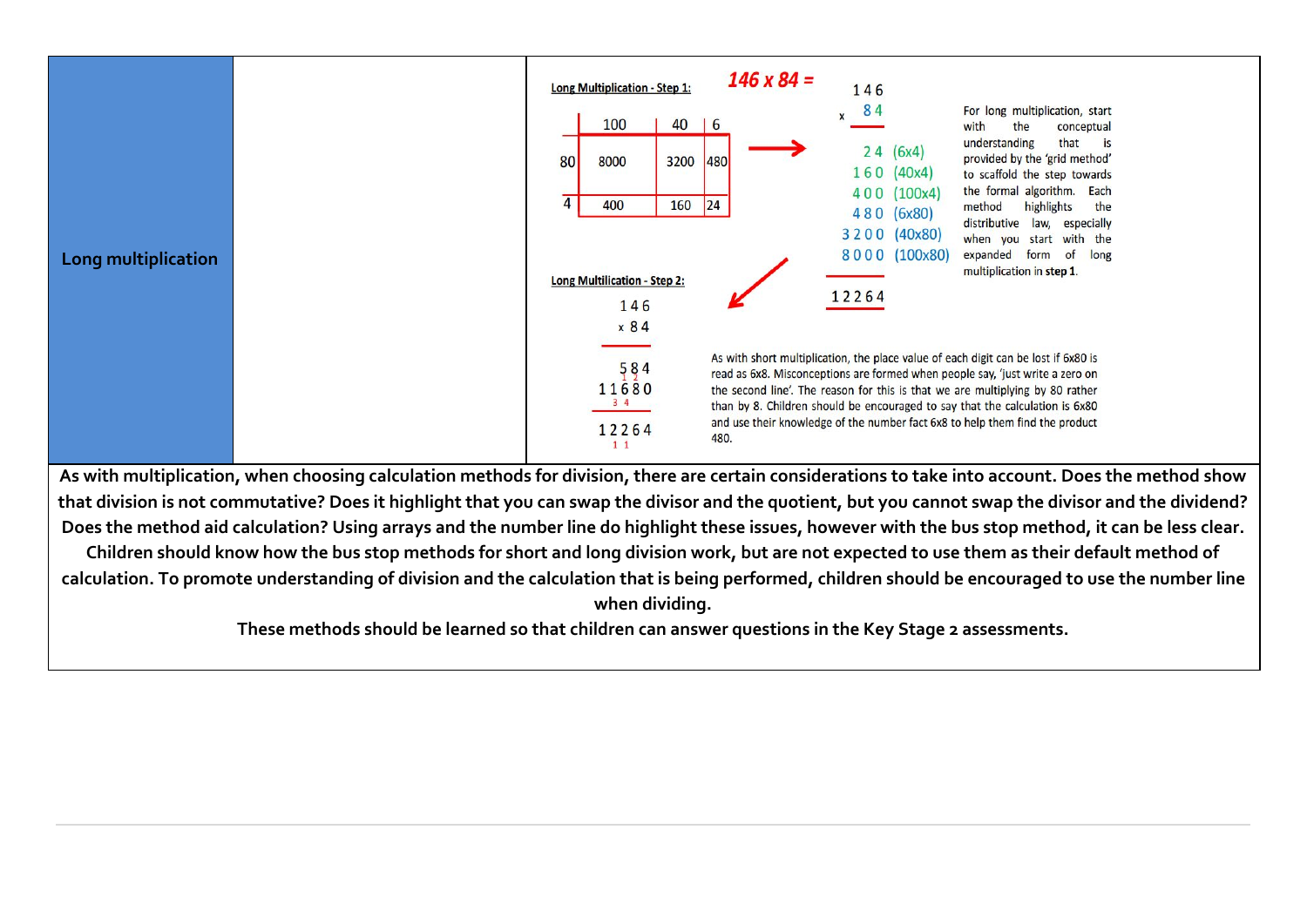**Long multiplication**

**Long Multiplication - Step 1:** *146 x 84 =*

| | 100 | 40 | 6 |
|---|---|---|---|
| 80 | 8000 | 3200 | 480 |
| 4 | 400 | 160 | 24 |

```
   146
 x  84
 -----
    24  (6x4)
   160  (40x4)
   400  (100x4)
   480  (6x80)
  3200  (40x80)
  8000  (100x80)
 -----
 12264
```

For long multiplication, start with the conceptual understanding that is provided by the 'grid method' to scaffold the step towards the formal algorithm. Each method highlights the distributive law, especially when you start with the expanded form of long multiplication in **step 1**.

**Long Multilication - Step 2:**

```
   146
 x  84
 -----
   584
 11680
 -----
 12264
```

As with short multiplication, the place value of each digit can be lost if 6x80 is read as 6x8. Misconceptions are formed when people say, 'just write a zero on the second line'. The reason for this is that we are multiplying by 80 rather than by 8. Children should be encouraged to say that the calculation is 6x80 and use their knowledge of the number fact 6x8 to help them find the product 480.

**As with multiplication, when choosing calculation methods for division, there are certain considerations to take into account. Does the method show that division is not commutative? Does it highlight that you can swap the divisor and the quotient, but you cannot swap the divisor and the dividend? Does the method aid calculation? Using arrays and the number line do highlight these issues, however with the bus stop method, it can be less clear. Children should know how the bus stop methods for short and long division work, but are not expected to use them as their default method of calculation. To promote understanding of division and the calculation that is being performed, children should be encouraged to use the number line when dividing.**

**These methods should be learned so that children can answer questions in the Key Stage 2 assessments.**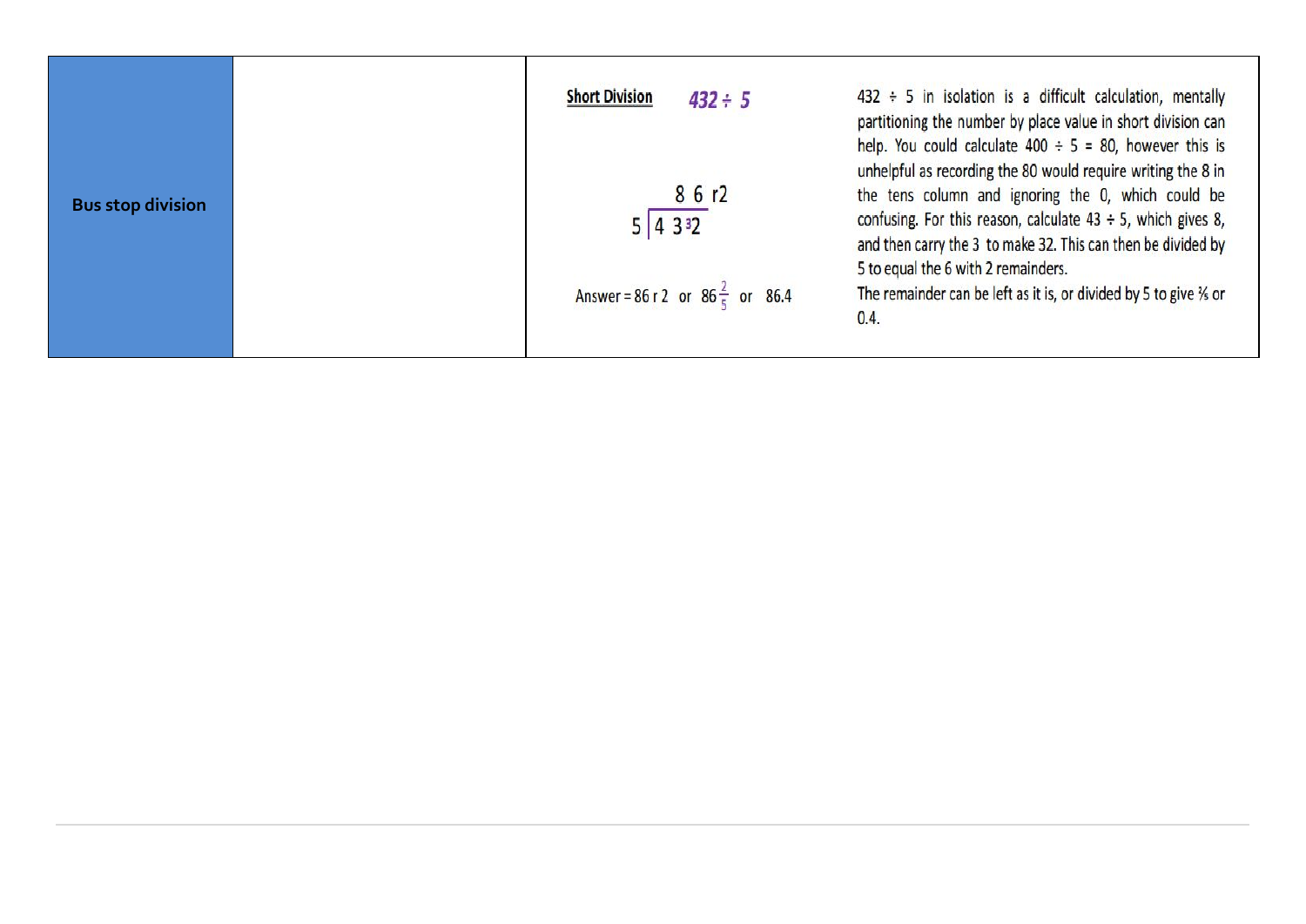| | | | |
|---|---|---|---|
| **Bus stop division** | | **Short Division** *432 ÷ 5*<br><br>8 6 r2<br>5 │4 3 ³2<br><br>Answer = 86 r 2 or $86\frac{2}{5}$ or 86.4 | 432 ÷ 5 in isolation is a difficult calculation, mentally partitioning the number by place value in short division can help. You could calculate 400 ÷ 5 = 80, however this is unhelpful as recording the 80 would require writing the 8 in the tens column and ignoring the 0, which could be confusing. For this reason, calculate 43 ÷ 5, which gives 8, and then carry the 3 to make 32. This can then be divided by 5 to equal the 6 with 2 remainders.<br>The remainder can be left as it is, or divided by 5 to give ⅖ or 0.4. |